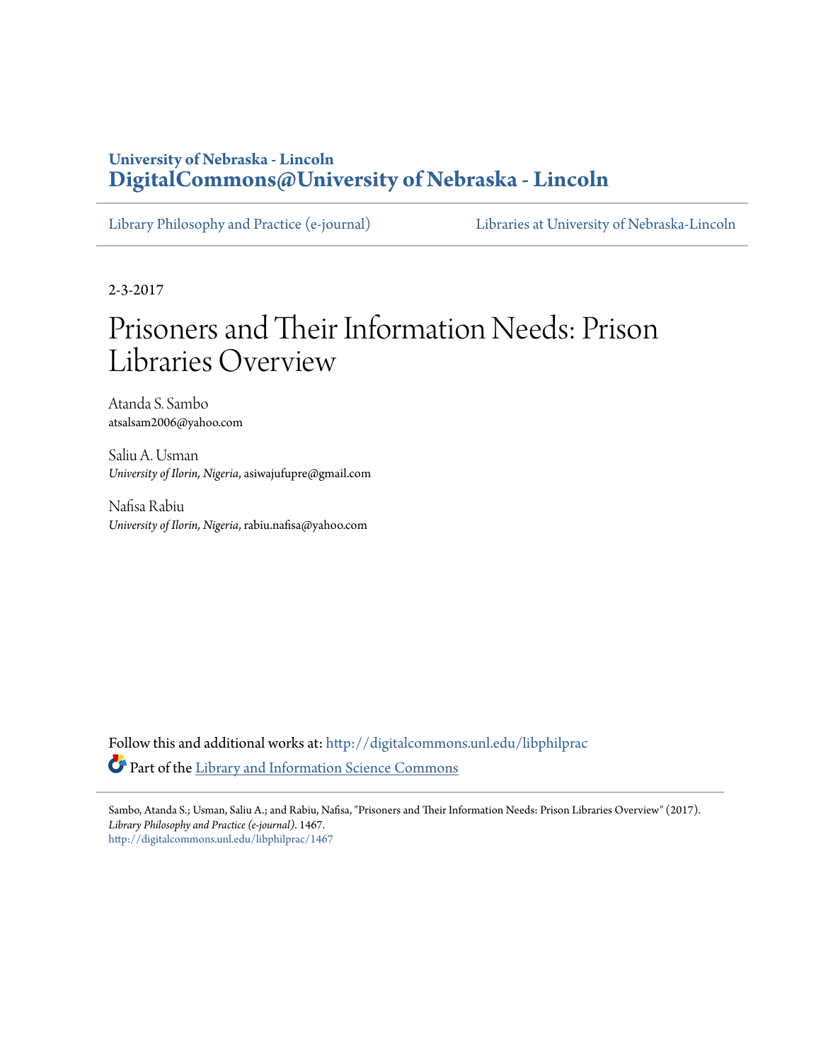**University of Nebraska - Lincoln**
**DigitalCommons@University of Nebraska - Lincoln**

Library Philosophy and Practice (e-journal) | Libraries at University of Nebraska-Lincoln

2-3-2017

# Prisoners and Their Information Needs: Prison Libraries Overview

Atanda S. Sambo
atsalsam2006@yahoo.com

Saliu A. Usman
*University of Ilorin, Nigeria*, asiwajufupre@gmail.com

Nafisa Rabiu
*University of Ilorin, Nigeria*, rabiu.nafisa@yahoo.com

Follow this and additional works at: http://digitalcommons.unl.edu/libphilprac

Part of the Library and Information Science Commons

Sambo, Atanda S.; Usman, Saliu A.; and Rabiu, Nafisa, "Prisoners and Their Information Needs: Prison Libraries Overview" (2017). *Library Philosophy and Practice (e-journal)*. 1467.
http://digitalcommons.unl.edu/libphilprac/1467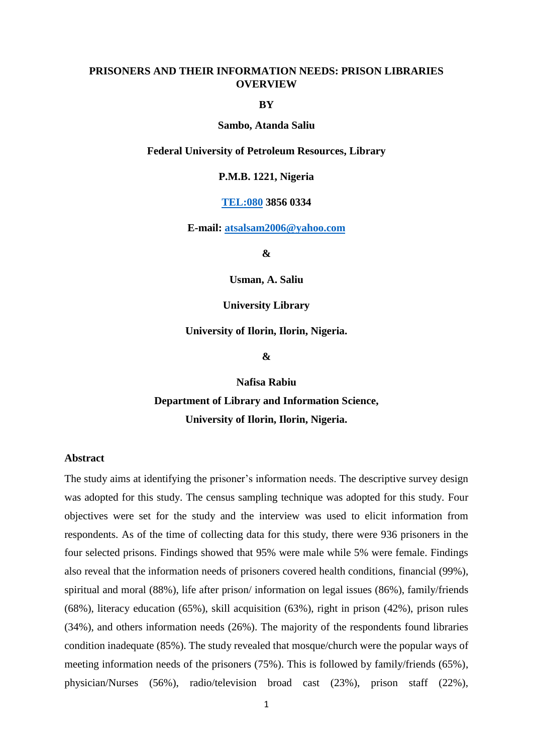**PRISONERS AND THEIR INFORMATION NEEDS: PRISON LIBRARIES OVERVIEW**

**BY**

**Sambo, Atanda Saliu**

**Federal University of Petroleum Resources, Library**

**P.M.B. 1221, Nigeria**

**TEL:080 3856 0334**

**E-mail: atsalsam2006@yahoo.com**

**&**

**Usman, A. Saliu**

**University Library**

**University of Ilorin, Ilorin, Nigeria.**

**&**

**Nafisa Rabiu**

**Department of Library and Information Science,**

**University of Ilorin, Ilorin, Nigeria.**

## Abstract

The study aims at identifying the prisoner's information needs. The descriptive survey design was adopted for this study. The census sampling technique was adopted for this study. Four objectives were set for the study and the interview was used to elicit information from respondents. As of the time of collecting data for this study, there were 936 prisoners in the four selected prisons. Findings showed that 95% were male while 5% were female. Findings also reveal that the information needs of prisoners covered health conditions, financial (99%), spiritual and moral (88%), life after prison/ information on legal issues (86%), family/friends (68%), literacy education (65%), skill acquisition (63%), right in prison (42%), prison rules (34%), and others information needs (26%). The majority of the respondents found libraries condition inadequate (85%). The study revealed that mosque/church were the popular ways of meeting information needs of the prisoners (75%). This is followed by family/friends (65%), physician/Nurses (56%), radio/television broad cast (23%), prison staff (22%),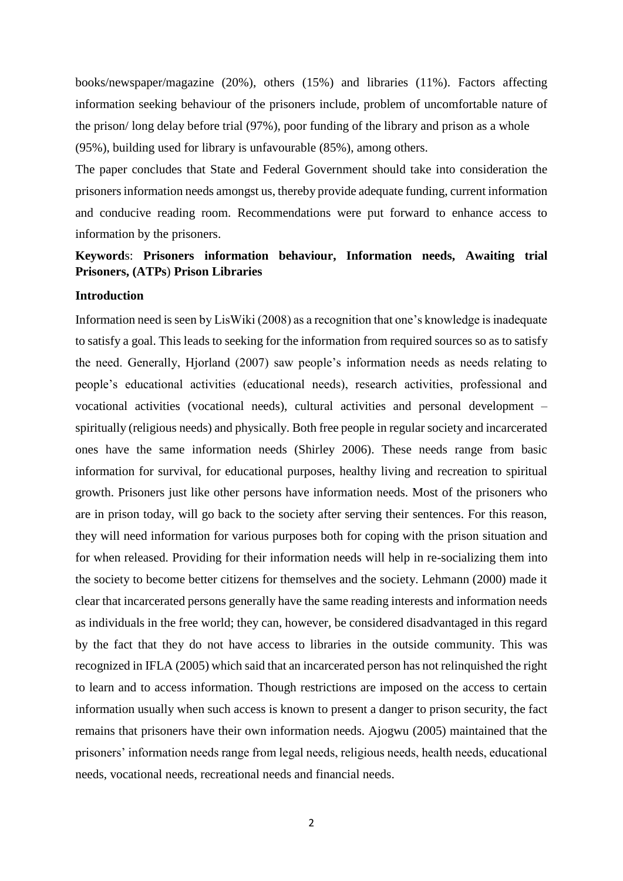books/newspaper/magazine (20%), others (15%) and libraries (11%). Factors affecting information seeking behaviour of the prisoners include, problem of uncomfortable nature of the prison/ long delay before trial (97%), poor funding of the library and prison as a whole (95%), building used for library is unfavourable (85%), among others.

The paper concludes that State and Federal Government should take into consideration the prisoners information needs amongst us, thereby provide adequate funding, current information and conducive reading room. Recommendations were put forward to enhance access to information by the prisoners.

**Keywords**: **Prisoners information behaviour, Information needs, Awaiting trial Prisoners, (ATPs) Prison Libraries**

## Introduction

Information need is seen by LisWiki (2008) as a recognition that one's knowledge is inadequate to satisfy a goal. This leads to seeking for the information from required sources so as to satisfy the need. Generally, Hjorland (2007) saw people's information needs as needs relating to people's educational activities (educational needs), research activities, professional and vocational activities (vocational needs), cultural activities and personal development – spiritually (religious needs) and physically. Both free people in regular society and incarcerated ones have the same information needs (Shirley 2006). These needs range from basic information for survival, for educational purposes, healthy living and recreation to spiritual growth. Prisoners just like other persons have information needs. Most of the prisoners who are in prison today, will go back to the society after serving their sentences. For this reason, they will need information for various purposes both for coping with the prison situation and for when released. Providing for their information needs will help in re-socializing them into the society to become better citizens for themselves and the society. Lehmann (2000) made it clear that incarcerated persons generally have the same reading interests and information needs as individuals in the free world; they can, however, be considered disadvantaged in this regard by the fact that they do not have access to libraries in the outside community. This was recognized in IFLA (2005) which said that an incarcerated person has not relinquished the right to learn and to access information. Though restrictions are imposed on the access to certain information usually when such access is known to present a danger to prison security, the fact remains that prisoners have their own information needs. Ajogwu (2005) maintained that the prisoners' information needs range from legal needs, religious needs, health needs, educational needs, vocational needs, recreational needs and financial needs.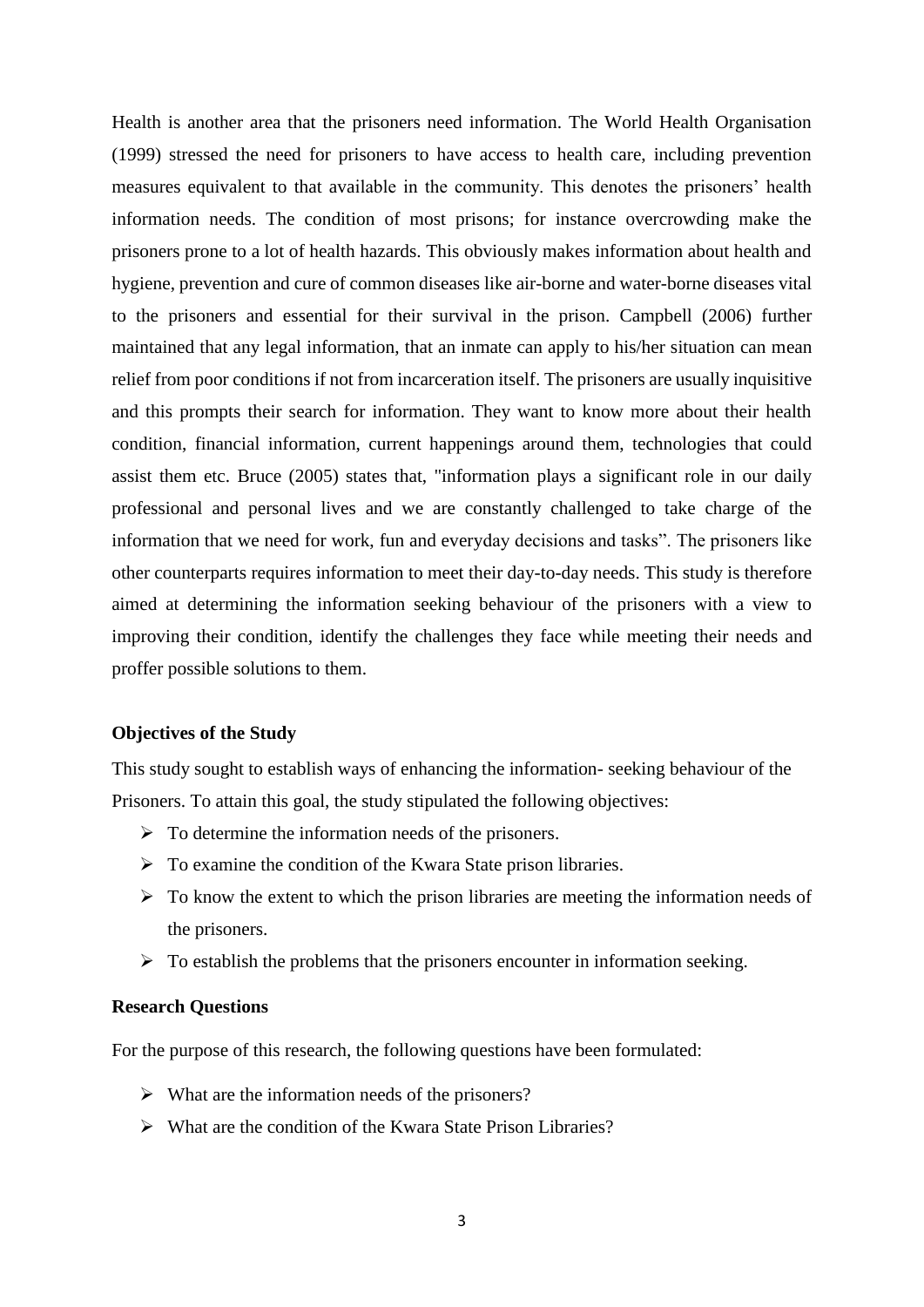Health is another area that the prisoners need information. The World Health Organisation (1999) stressed the need for prisoners to have access to health care, including prevention measures equivalent to that available in the community. This denotes the prisoners' health information needs. The condition of most prisons; for instance overcrowding make the prisoners prone to a lot of health hazards. This obviously makes information about health and hygiene, prevention and cure of common diseases like air-borne and water-borne diseases vital to the prisoners and essential for their survival in the prison. Campbell (2006) further maintained that any legal information, that an inmate can apply to his/her situation can mean relief from poor conditions if not from incarceration itself. The prisoners are usually inquisitive and this prompts their search for information. They want to know more about their health condition, financial information, current happenings around them, technologies that could assist them etc. Bruce (2005) states that, "information plays a significant role in our daily professional and personal lives and we are constantly challenged to take charge of the information that we need for work, fun and everyday decisions and tasks". The prisoners like other counterparts requires information to meet their day-to-day needs. This study is therefore aimed at determining the information seeking behaviour of the prisoners with a view to improving their condition, identify the challenges they face while meeting their needs and proffer possible solutions to them.

**Objectives of the Study**

This study sought to establish ways of enhancing the information- seeking behaviour of the Prisoners. To attain this goal, the study stipulated the following objectives:

- To determine the information needs of the prisoners.
- To examine the condition of the Kwara State prison libraries.
- To know the extent to which the prison libraries are meeting the information needs of the prisoners.
- To establish the problems that the prisoners encounter in information seeking.

**Research Questions**

For the purpose of this research, the following questions have been formulated:

- What are the information needs of the prisoners?
- What are the condition of the Kwara State Prison Libraries?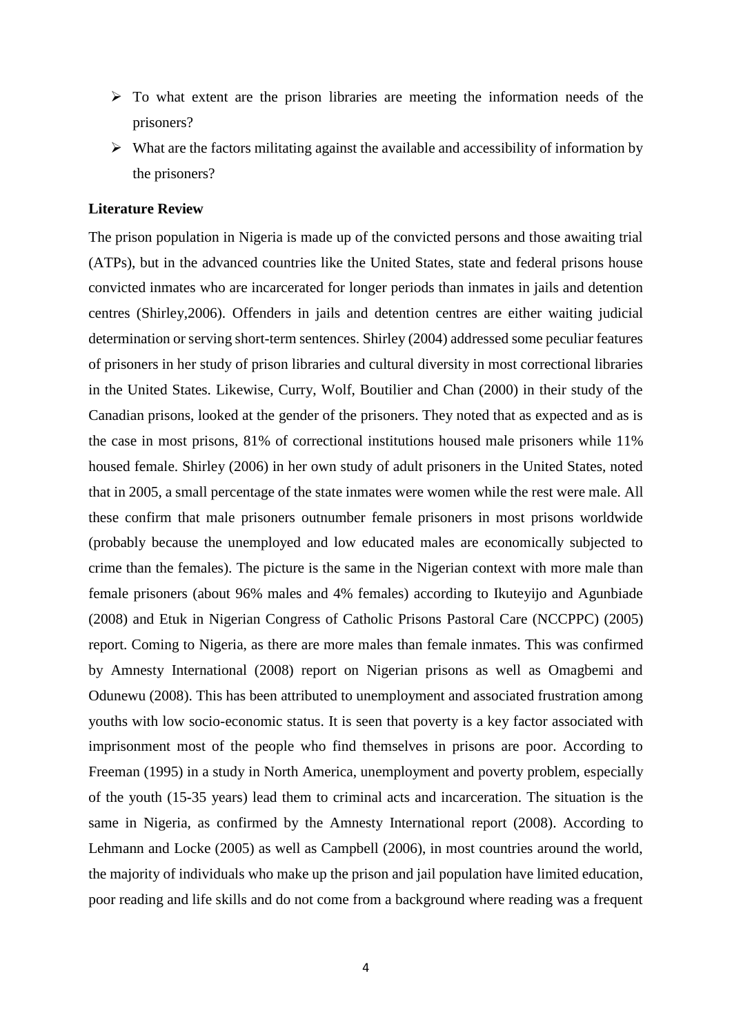- To what extent are the prison libraries are meeting the information needs of the prisoners?
- What are the factors militating against the available and accessibility of information by the prisoners?

**Literature Review**

The prison population in Nigeria is made up of the convicted persons and those awaiting trial (ATPs), but in the advanced countries like the United States, state and federal prisons house convicted inmates who are incarcerated for longer periods than inmates in jails and detention centres (Shirley,2006). Offenders in jails and detention centres are either waiting judicial determination or serving short-term sentences. Shirley (2004) addressed some peculiar features of prisoners in her study of prison libraries and cultural diversity in most correctional libraries in the United States. Likewise, Curry, Wolf, Boutilier and Chan (2000) in their study of the Canadian prisons, looked at the gender of the prisoners. They noted that as expected and as is the case in most prisons, 81% of correctional institutions housed male prisoners while 11% housed female. Shirley (2006) in her own study of adult prisoners in the United States, noted that in 2005, a small percentage of the state inmates were women while the rest were male. All these confirm that male prisoners outnumber female prisoners in most prisons worldwide (probably because the unemployed and low educated males are economically subjected to crime than the females). The picture is the same in the Nigerian context with more male than female prisoners (about 96% males and 4% females) according to Ikuteyijo and Agunbiade (2008) and Etuk in Nigerian Congress of Catholic Prisons Pastoral Care (NCCPPC) (2005) report. Coming to Nigeria, as there are more males than female inmates. This was confirmed by Amnesty International (2008) report on Nigerian prisons as well as Omagbemi and Odunewu (2008). This has been attributed to unemployment and associated frustration among youths with low socio-economic status. It is seen that poverty is a key factor associated with imprisonment most of the people who find themselves in prisons are poor. According to Freeman (1995) in a study in North America, unemployment and poverty problem, especially of the youth (15-35 years) lead them to criminal acts and incarceration. The situation is the same in Nigeria, as confirmed by the Amnesty International report (2008). According to Lehmann and Locke (2005) as well as Campbell (2006), in most countries around the world, the majority of individuals who make up the prison and jail population have limited education, poor reading and life skills and do not come from a background where reading was a frequent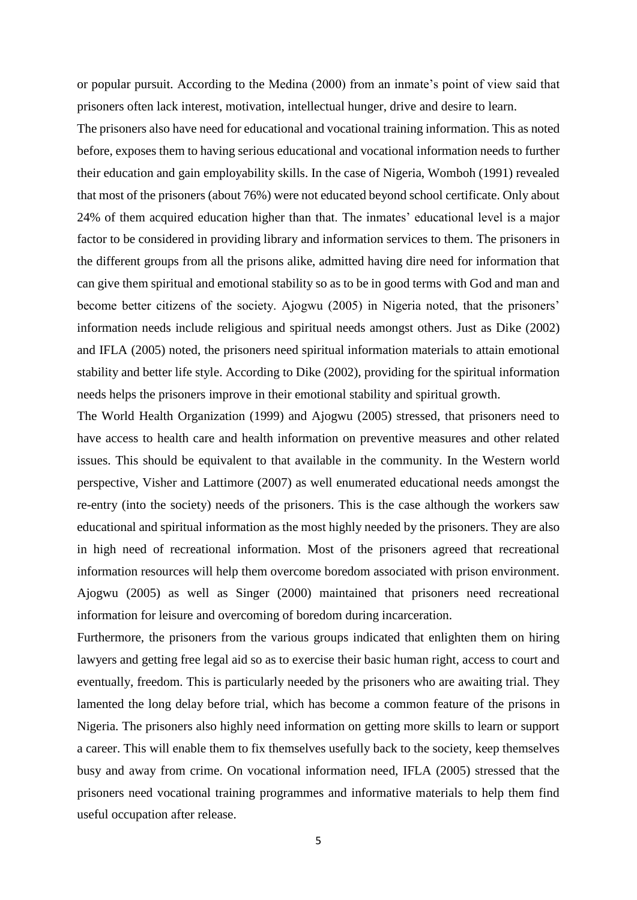or popular pursuit. According to the Medina (2000) from an inmate's point of view said that prisoners often lack interest, motivation, intellectual hunger, drive and desire to learn.

The prisoners also have need for educational and vocational training information. This as noted before, exposes them to having serious educational and vocational information needs to further their education and gain employability skills. In the case of Nigeria, Womboh (1991) revealed that most of the prisoners (about 76%) were not educated beyond school certificate. Only about 24% of them acquired education higher than that. The inmates' educational level is a major factor to be considered in providing library and information services to them. The prisoners in the different groups from all the prisons alike, admitted having dire need for information that can give them spiritual and emotional stability so as to be in good terms with God and man and become better citizens of the society. Ajogwu (2005) in Nigeria noted, that the prisoners' information needs include religious and spiritual needs amongst others. Just as Dike (2002) and IFLA (2005) noted, the prisoners need spiritual information materials to attain emotional stability and better life style. According to Dike (2002), providing for the spiritual information needs helps the prisoners improve in their emotional stability and spiritual growth.

The World Health Organization (1999) and Ajogwu (2005) stressed, that prisoners need to have access to health care and health information on preventive measures and other related issues. This should be equivalent to that available in the community. In the Western world perspective, Visher and Lattimore (2007) as well enumerated educational needs amongst the re-entry (into the society) needs of the prisoners. This is the case although the workers saw educational and spiritual information as the most highly needed by the prisoners. They are also in high need of recreational information. Most of the prisoners agreed that recreational information resources will help them overcome boredom associated with prison environment. Ajogwu (2005) as well as Singer (2000) maintained that prisoners need recreational information for leisure and overcoming of boredom during incarceration.

Furthermore, the prisoners from the various groups indicated that enlighten them on hiring lawyers and getting free legal aid so as to exercise their basic human right, access to court and eventually, freedom. This is particularly needed by the prisoners who are awaiting trial. They lamented the long delay before trial, which has become a common feature of the prisons in Nigeria. The prisoners also highly need information on getting more skills to learn or support a career. This will enable them to fix themselves usefully back to the society, keep themselves busy and away from crime. On vocational information need, IFLA (2005) stressed that the prisoners need vocational training programmes and informative materials to help them find useful occupation after release.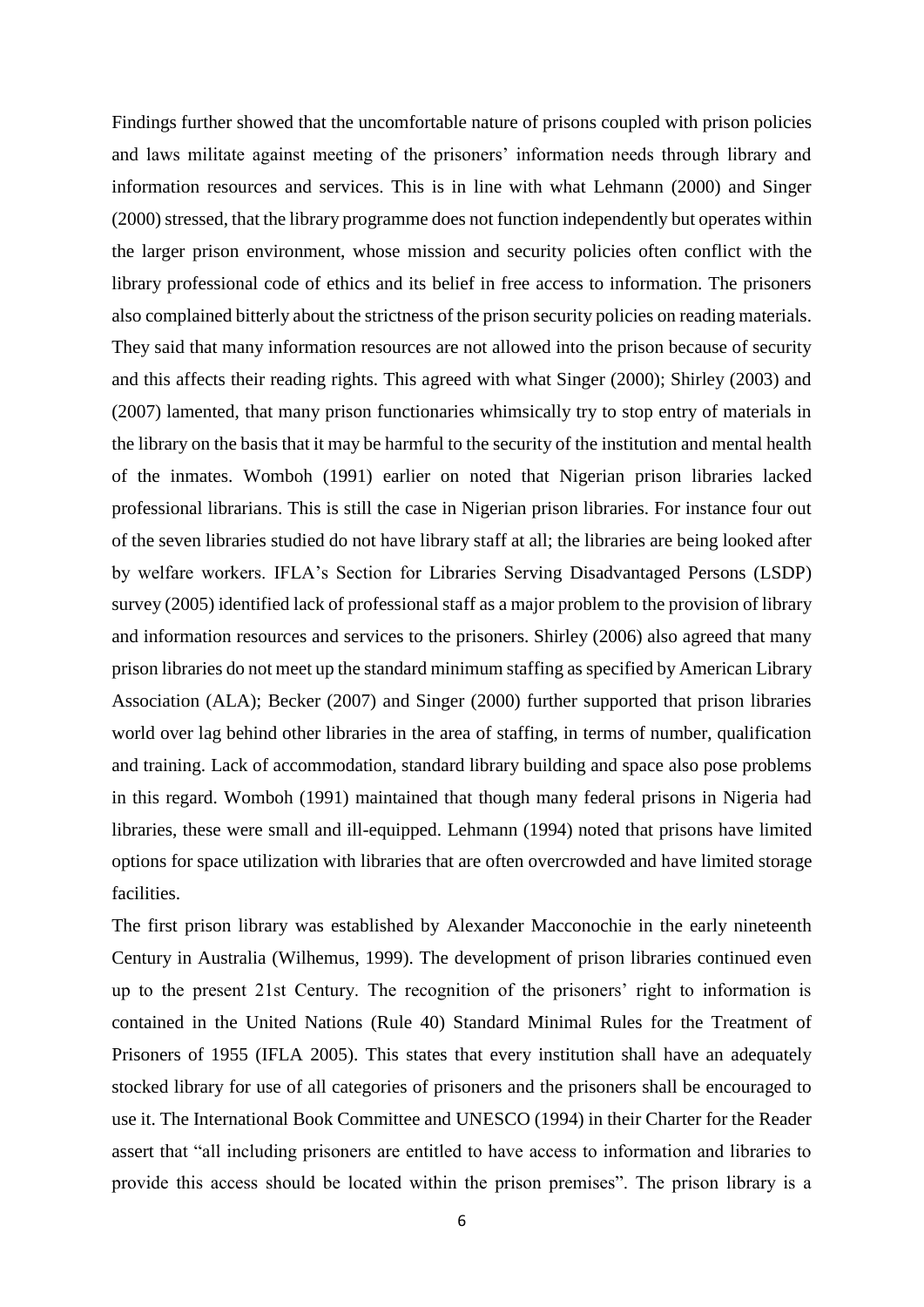Findings further showed that the uncomfortable nature of prisons coupled with prison policies and laws militate against meeting of the prisoners' information needs through library and information resources and services. This is in line with what Lehmann (2000) and Singer (2000) stressed, that the library programme does not function independently but operates within the larger prison environment, whose mission and security policies often conflict with the library professional code of ethics and its belief in free access to information. The prisoners also complained bitterly about the strictness of the prison security policies on reading materials. They said that many information resources are not allowed into the prison because of security and this affects their reading rights. This agreed with what Singer (2000); Shirley (2003) and (2007) lamented, that many prison functionaries whimsically try to stop entry of materials in the library on the basis that it may be harmful to the security of the institution and mental health of the inmates. Womboh (1991) earlier on noted that Nigerian prison libraries lacked professional librarians. This is still the case in Nigerian prison libraries. For instance four out of the seven libraries studied do not have library staff at all; the libraries are being looked after by welfare workers. IFLA's Section for Libraries Serving Disadvantaged Persons (LSDP) survey (2005) identified lack of professional staff as a major problem to the provision of library and information resources and services to the prisoners. Shirley (2006) also agreed that many prison libraries do not meet up the standard minimum staffing as specified by American Library Association (ALA); Becker (2007) and Singer (2000) further supported that prison libraries world over lag behind other libraries in the area of staffing, in terms of number, qualification and training. Lack of accommodation, standard library building and space also pose problems in this regard. Womboh (1991) maintained that though many federal prisons in Nigeria had libraries, these were small and ill-equipped. Lehmann (1994) noted that prisons have limited options for space utilization with libraries that are often overcrowded and have limited storage facilities.

The first prison library was established by Alexander Macconochie in the early nineteenth Century in Australia (Wilhemus, 1999). The development of prison libraries continued even up to the present 21st Century. The recognition of the prisoners' right to information is contained in the United Nations (Rule 40) Standard Minimal Rules for the Treatment of Prisoners of 1955 (IFLA 2005). This states that every institution shall have an adequately stocked library for use of all categories of prisoners and the prisoners shall be encouraged to use it. The International Book Committee and UNESCO (1994) in their Charter for the Reader assert that "all including prisoners are entitled to have access to information and libraries to provide this access should be located within the prison premises". The prison library is a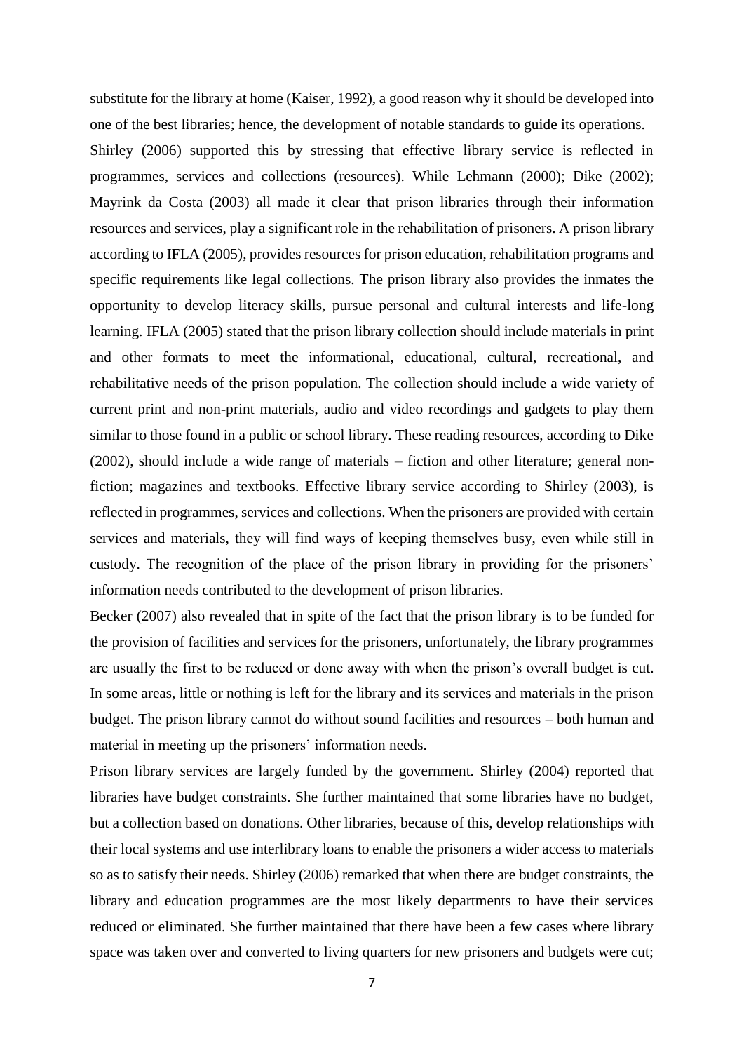substitute for the library at home (Kaiser, 1992), a good reason why it should be developed into one of the best libraries; hence, the development of notable standards to guide its operations.

Shirley (2006) supported this by stressing that effective library service is reflected in programmes, services and collections (resources). While Lehmann (2000); Dike (2002); Mayrink da Costa (2003) all made it clear that prison libraries through their information resources and services, play a significant role in the rehabilitation of prisoners. A prison library according to IFLA (2005), provides resources for prison education, rehabilitation programs and specific requirements like legal collections. The prison library also provides the inmates the opportunity to develop literacy skills, pursue personal and cultural interests and life-long learning. IFLA (2005) stated that the prison library collection should include materials in print and other formats to meet the informational, educational, cultural, recreational, and rehabilitative needs of the prison population. The collection should include a wide variety of current print and non-print materials, audio and video recordings and gadgets to play them similar to those found in a public or school library. These reading resources, according to Dike (2002), should include a wide range of materials – fiction and other literature; general non-fiction; magazines and textbooks. Effective library service according to Shirley (2003), is reflected in programmes, services and collections. When the prisoners are provided with certain services and materials, they will find ways of keeping themselves busy, even while still in custody. The recognition of the place of the prison library in providing for the prisoners' information needs contributed to the development of prison libraries.

Becker (2007) also revealed that in spite of the fact that the prison library is to be funded for the provision of facilities and services for the prisoners, unfortunately, the library programmes are usually the first to be reduced or done away with when the prison's overall budget is cut. In some areas, little or nothing is left for the library and its services and materials in the prison budget. The prison library cannot do without sound facilities and resources – both human and material in meeting up the prisoners' information needs.

Prison library services are largely funded by the government. Shirley (2004) reported that libraries have budget constraints. She further maintained that some libraries have no budget, but a collection based on donations. Other libraries, because of this, develop relationships with their local systems and use interlibrary loans to enable the prisoners a wider access to materials so as to satisfy their needs. Shirley (2006) remarked that when there are budget constraints, the library and education programmes are the most likely departments to have their services reduced or eliminated. She further maintained that there have been a few cases where library space was taken over and converted to living quarters for new prisoners and budgets were cut;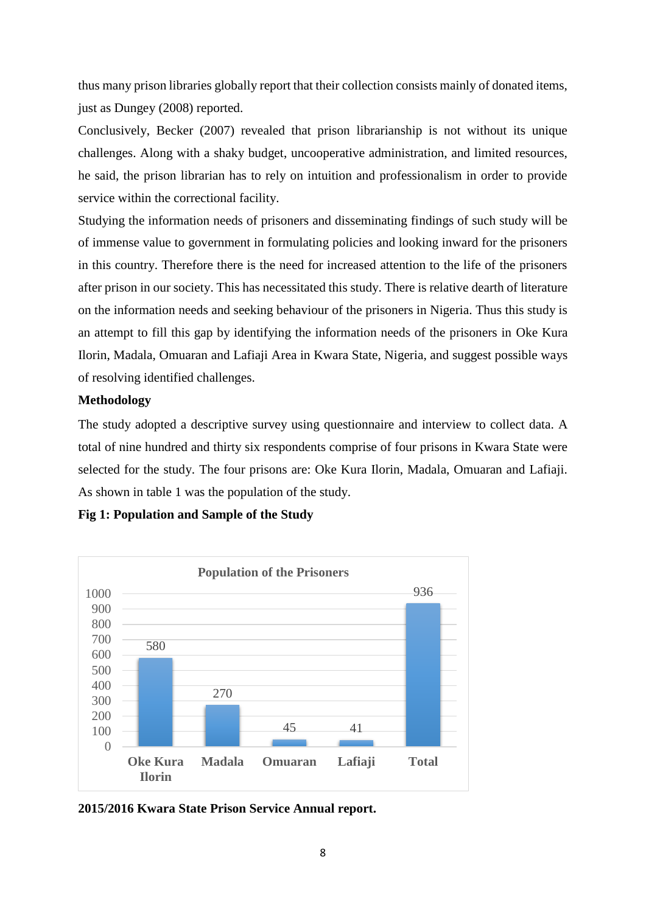thus many prison libraries globally report that their collection consists mainly of donated items, just as Dungey (2008) reported.

Conclusively, Becker (2007) revealed that prison librarianship is not without its unique challenges. Along with a shaky budget, uncooperative administration, and limited resources, he said, the prison librarian has to rely on intuition and professionalism in order to provide service within the correctional facility.

Studying the information needs of prisoners and disseminating findings of such study will be of immense value to government in formulating policies and looking inward for the prisoners in this country. Therefore there is the need for increased attention to the life of the prisoners after prison in our society. This has necessitated this study. There is relative dearth of literature on the information needs and seeking behaviour of the prisoners in Nigeria. Thus this study is an attempt to fill this gap by identifying the information needs of the prisoners in Oke Kura Ilorin, Madala, Omuaran and Lafiaji Area in Kwara State, Nigeria, and suggest possible ways of resolving identified challenges.

**Methodology**

The study adopted a descriptive survey using questionnaire and interview to collect data. A total of nine hundred and thirty six respondents comprise of four prisons in Kwara State were selected for the study. The four prisons are: Oke Kura Ilorin, Madala, Omuaran and Lafiaji. As shown in table 1 was the population of the study.

**Fig 1: Population and Sample of the Study**

**Population of the Prisoners**

| Oke Kura Ilorin | Madala | Omuaran | Lafiaji | Total |
|---|---|---|---|---|
| 580 | 270 | 45 | 41 | 936 |

**2015/2016 Kwara State Prison Service Annual report.**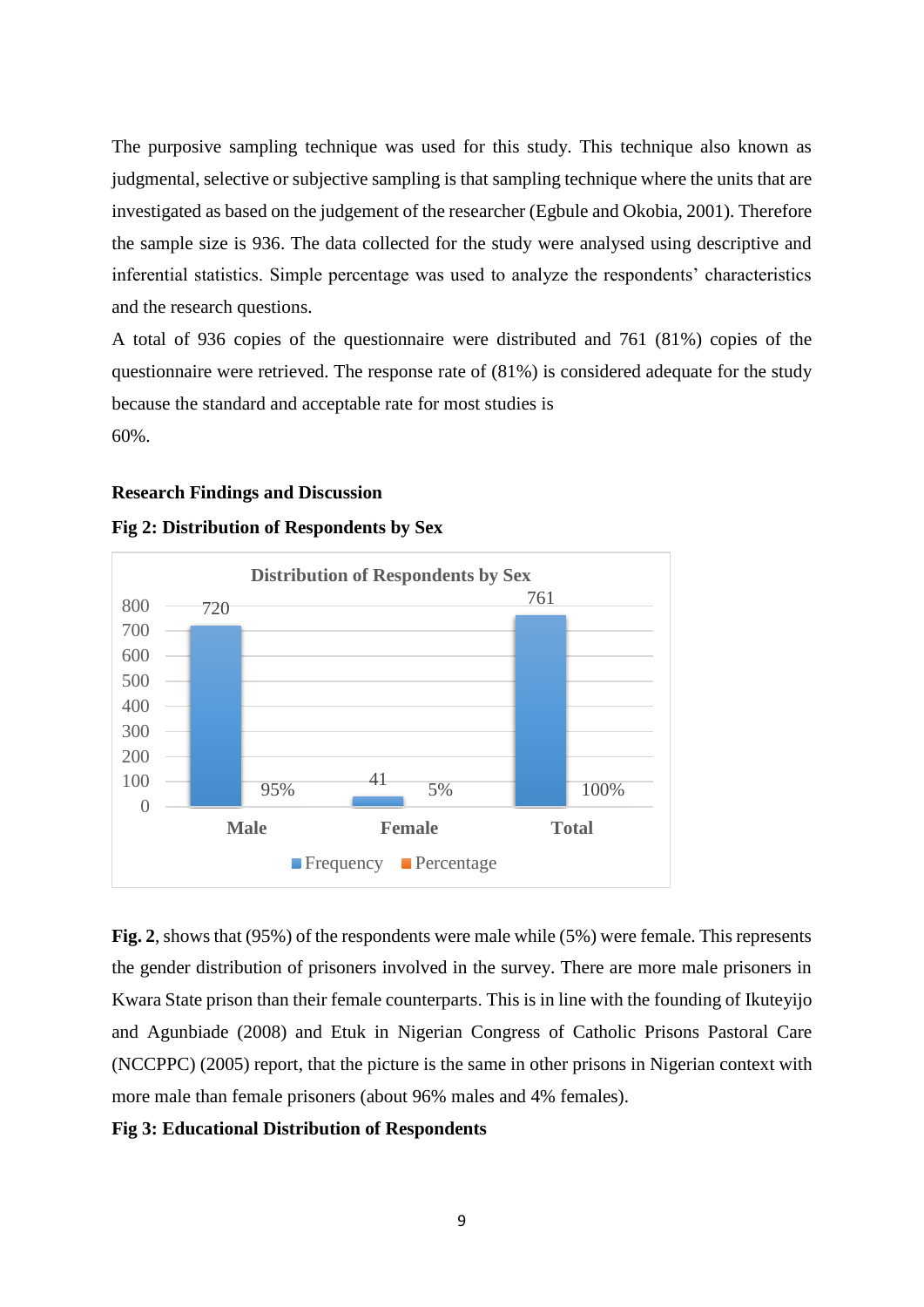The purposive sampling technique was used for this study. This technique also known as judgmental, selective or subjective sampling is that sampling technique where the units that are investigated as based on the judgement of the researcher (Egbule and Okobia, 2001). Therefore the sample size is 936. The data collected for the study were analysed using descriptive and inferential statistics. Simple percentage was used to analyze the respondents' characteristics and the research questions.

A total of 936 copies of the questionnaire were distributed and 761 (81%) copies of the questionnaire were retrieved. The response rate of (81%) is considered adequate for the study because the standard and acceptable rate for most studies is 60%.

**Research Findings and Discussion**

**Fig 2: Distribution of Respondents by Sex**

Distribution of Respondents by Sex

| | Frequency | Percentage |
|---|---|---|
| Male | 720 | 95% |
| Female | 41 | 5% |
| Total | 761 | 100% |

**Fig. 2**, shows that (95%) of the respondents were male while (5%) were female. This represents the gender distribution of prisoners involved in the survey. There are more male prisoners in Kwara State prison than their female counterparts. This is in line with the founding of Ikuteyijo and Agunbiade (2008) and Etuk in Nigerian Congress of Catholic Prisons Pastoral Care (NCCPPC) (2005) report, that the picture is the same in other prisons in Nigerian context with more male than female prisoners (about 96% males and 4% females).

**Fig 3: Educational Distribution of Respondents**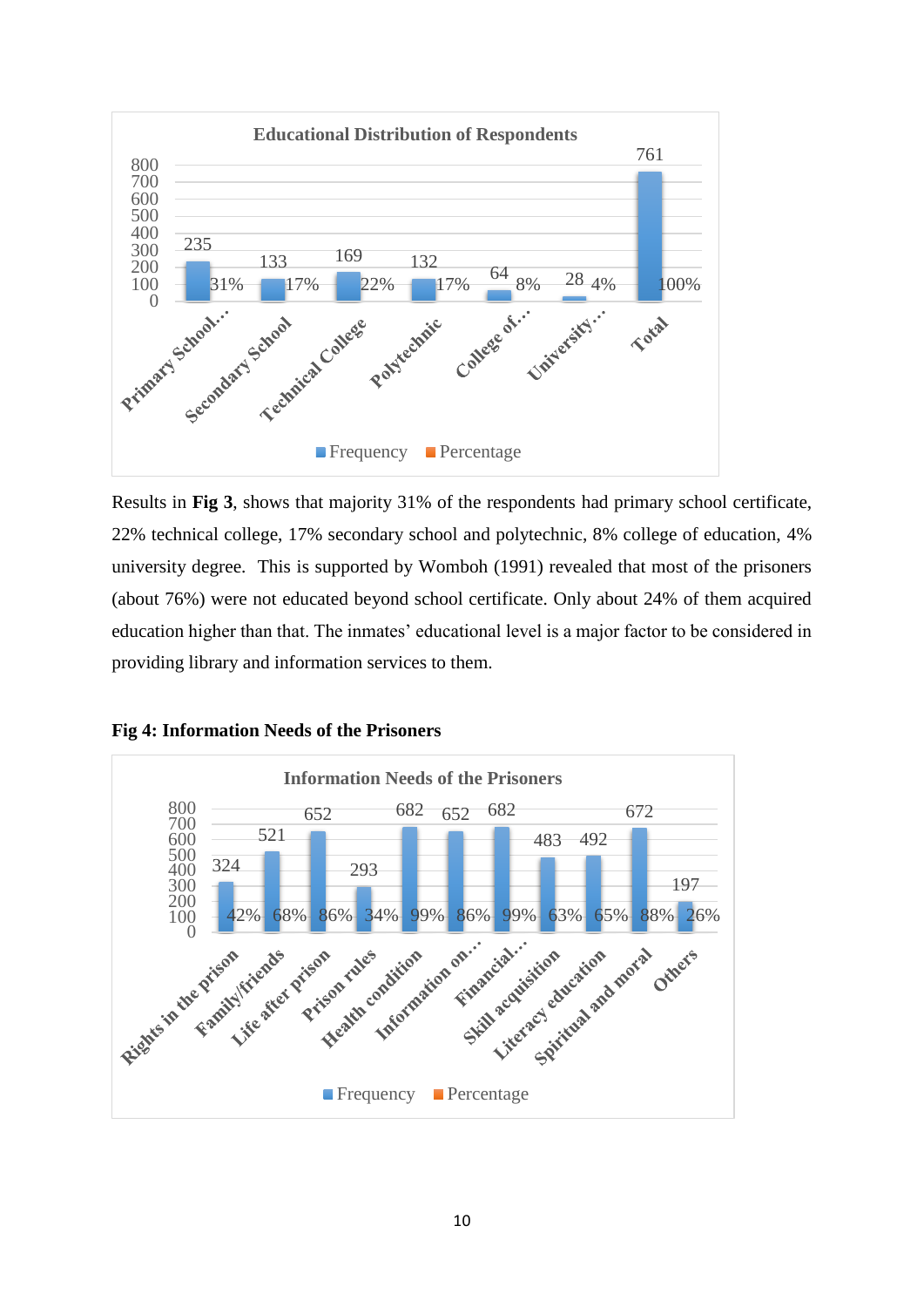Results in **Fig 3**, shows that majority 31% of the respondents had primary school certificate, 22% technical college, 17% secondary school and polytechnic, 8% college of education, 4% university degree. This is supported by Womboh (1991) revealed that most of the prisoners (about 76%) were not educated beyond school certificate. Only about 24% of them acquired education higher than that. The inmates' educational level is a major factor to be considered in providing library and information services to them.

**Fig 4: Information Needs of the Prisoners**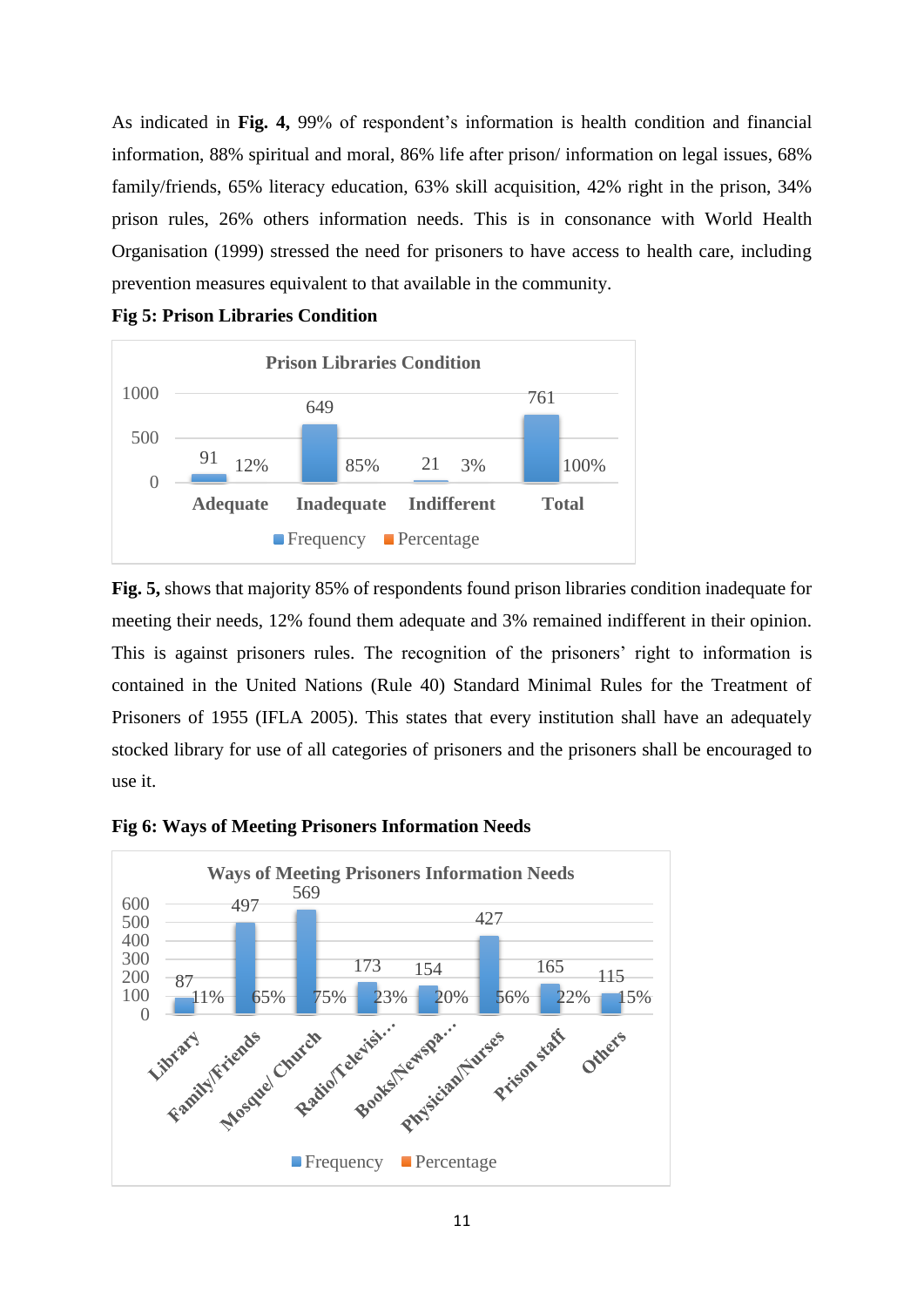As indicated in **Fig. 4,** 99% of respondent's information is health condition and financial information, 88% spiritual and moral, 86% life after prison/ information on legal issues, 68% family/friends, 65% literacy education, 63% skill acquisition, 42% right in the prison, 34% prison rules, 26% others information needs. This is in consonance with World Health Organisation (1999) stressed the need for prisoners to have access to health care, including prevention measures equivalent to that available in the community.

**Fig 5: Prison Libraries Condition**

Prison Libraries Condition

| | Adequate | Inadequate | Indifferent | Total |
|---|---|---|---|---|
| Frequency | 91 | 649 | 21 | 761 |
| Percentage | 12% | 85% | 3% | 100% |

**Fig. 5,** shows that majority 85% of respondents found prison libraries condition inadequate for meeting their needs, 12% found them adequate and 3% remained indifferent in their opinion. This is against prisoners rules. The recognition of the prisoners' right to information is contained in the United Nations (Rule 40) Standard Minimal Rules for the Treatment of Prisoners of 1955 (IFLA 2005). This states that every institution shall have an adequately stocked library for use of all categories of prisoners and the prisoners shall be encouraged to use it.

**Fig 6: Ways of Meeting Prisoners Information Needs**

Ways of Meeting Prisoners Information Needs

| | Library | Family/Friends | Mosque/ Church | Radio/Televisi… | Books/Newspa… | Physician/Nurses | Prison staff | Others |
|---|---|---|---|---|---|---|---|---|
| Frequency | 87 | 497 | 569 | 173 | 154 | 427 | 165 | 115 |
| Percentage | 11% | 65% | 75% | 23% | 20% | 56% | 22% | 15% |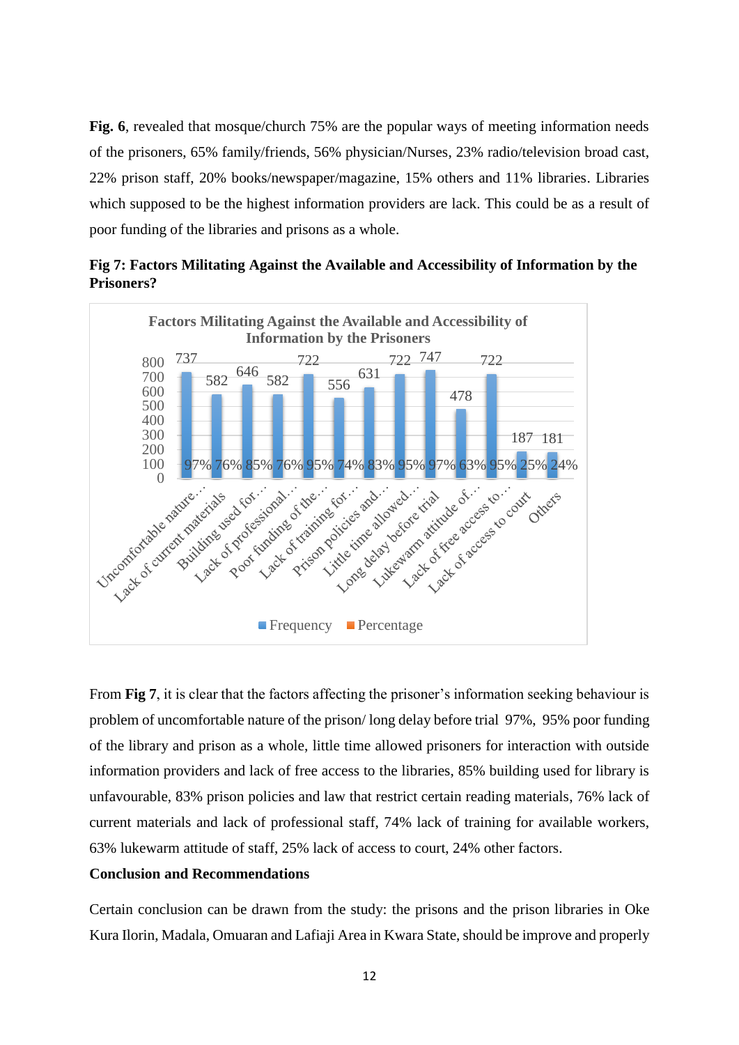**Fig. 6**, revealed that mosque/church 75% are the popular ways of meeting information needs of the prisoners, 65% family/friends, 56% physician/Nurses, 23% radio/television broad cast, 22% prison staff, 20% books/newspaper/magazine, 15% others and 11% libraries. Libraries which supposed to be the highest information providers are lack. This could be as a result of poor funding of the libraries and prisons as a whole.

**Fig 7: Factors Militating Against the Available and Accessibility of Information by the Prisoners?**

| Factors Militating Against the Available and Accessibility of Information by the Prisoners | Frequency | Percentage |
|---|---|---|
| Uncomfortable nature… | 737 | 97% |
| Lack of current materials | 582 | 76% |
| Building used for… | 646 | 85% |
| Lack of professional… | 582 | 76% |
| Poor funding of the… | 722 | 95% |
| Lack of training for… | 556 | 74% |
| Prison policies and… | 631 | 83% |
| Little time allowed… | 722 | 95% |
| Long delay before trial | 747 | 97% |
| Lukewarm attitude of… | 478 | 63% |
| Lack of free access to… | 722 | 95% |
| Lack of access to court | 187 | 25% |
| Others | 181 | 24% |

From **Fig 7**, it is clear that the factors affecting the prisoner's information seeking behaviour is problem of uncomfortable nature of the prison/ long delay before trial 97%, 95% poor funding of the library and prison as a whole, little time allowed prisoners for interaction with outside information providers and lack of free access to the libraries, 85% building used for library is unfavourable, 83% prison policies and law that restrict certain reading materials, 76% lack of current materials and lack of professional staff, 74% lack of training for available workers, 63% lukewarm attitude of staff, 25% lack of access to court, 24% other factors.

**Conclusion and Recommendations**

Certain conclusion can be drawn from the study: the prisons and the prison libraries in Oke Kura Ilorin, Madala, Omuaran and Lafiaji Area in Kwara State, should be improve and properly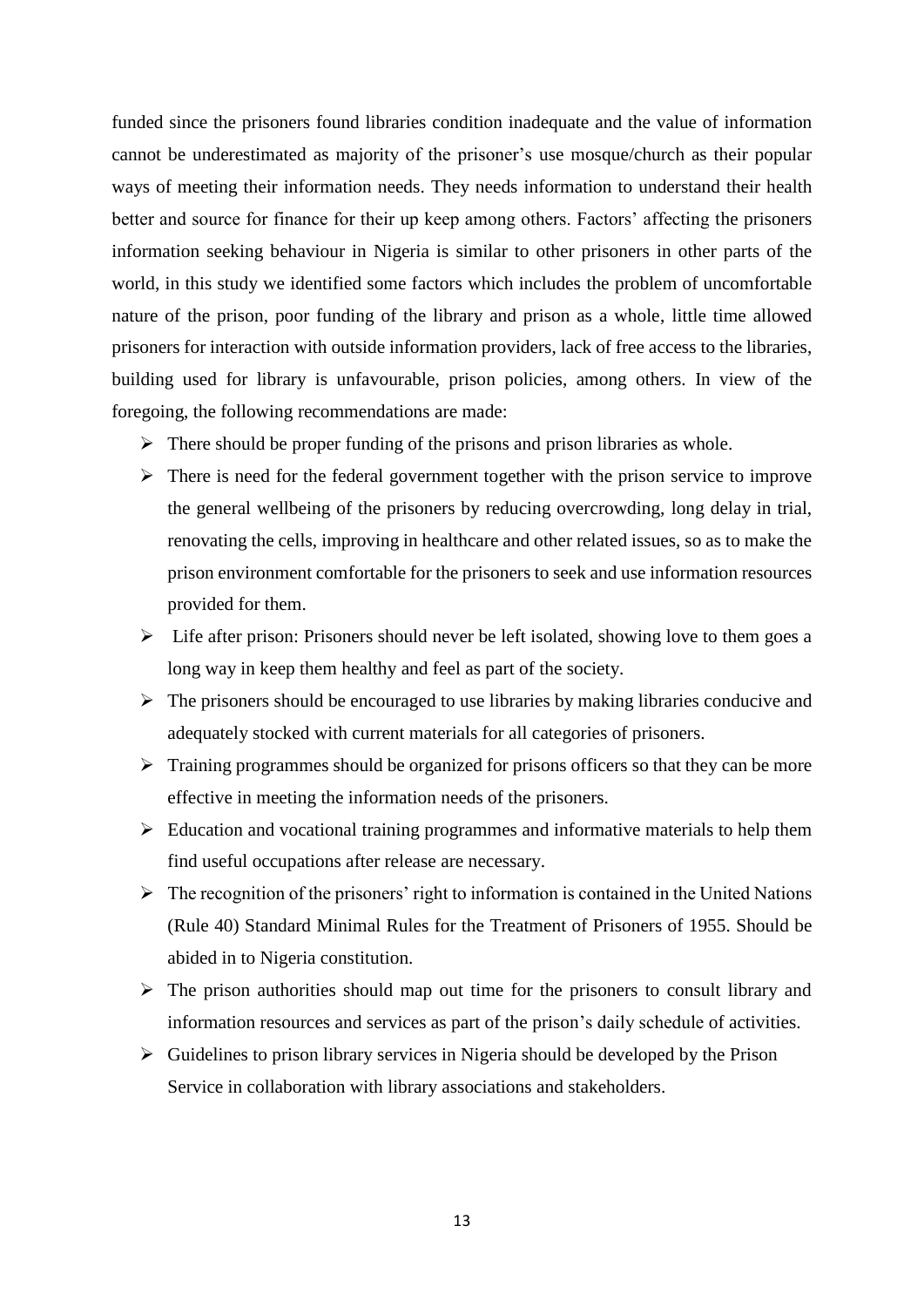funded since the prisoners found libraries condition inadequate and the value of information cannot be underestimated as majority of the prisoner's use mosque/church as their popular ways of meeting their information needs. They needs information to understand their health better and source for finance for their up keep among others. Factors' affecting the prisoners information seeking behaviour in Nigeria is similar to other prisoners in other parts of the world, in this study we identified some factors which includes the problem of uncomfortable nature of the prison, poor funding of the library and prison as a whole, little time allowed prisoners for interaction with outside information providers, lack of free access to the libraries, building used for library is unfavourable, prison policies, among others. In view of the foregoing, the following recommendations are made:

- There should be proper funding of the prisons and prison libraries as whole.
- There is need for the federal government together with the prison service to improve the general wellbeing of the prisoners by reducing overcrowding, long delay in trial, renovating the cells, improving in healthcare and other related issues, so as to make the prison environment comfortable for the prisoners to seek and use information resources provided for them.
- Life after prison: Prisoners should never be left isolated, showing love to them goes a long way in keep them healthy and feel as part of the society.
- The prisoners should be encouraged to use libraries by making libraries conducive and adequately stocked with current materials for all categories of prisoners.
- Training programmes should be organized for prisons officers so that they can be more effective in meeting the information needs of the prisoners.
- Education and vocational training programmes and informative materials to help them find useful occupations after release are necessary.
- The recognition of the prisoners' right to information is contained in the United Nations (Rule 40) Standard Minimal Rules for the Treatment of Prisoners of 1955. Should be abided in to Nigeria constitution.
- The prison authorities should map out time for the prisoners to consult library and information resources and services as part of the prison's daily schedule of activities.
- Guidelines to prison library services in Nigeria should be developed by the Prison Service in collaboration with library associations and stakeholders.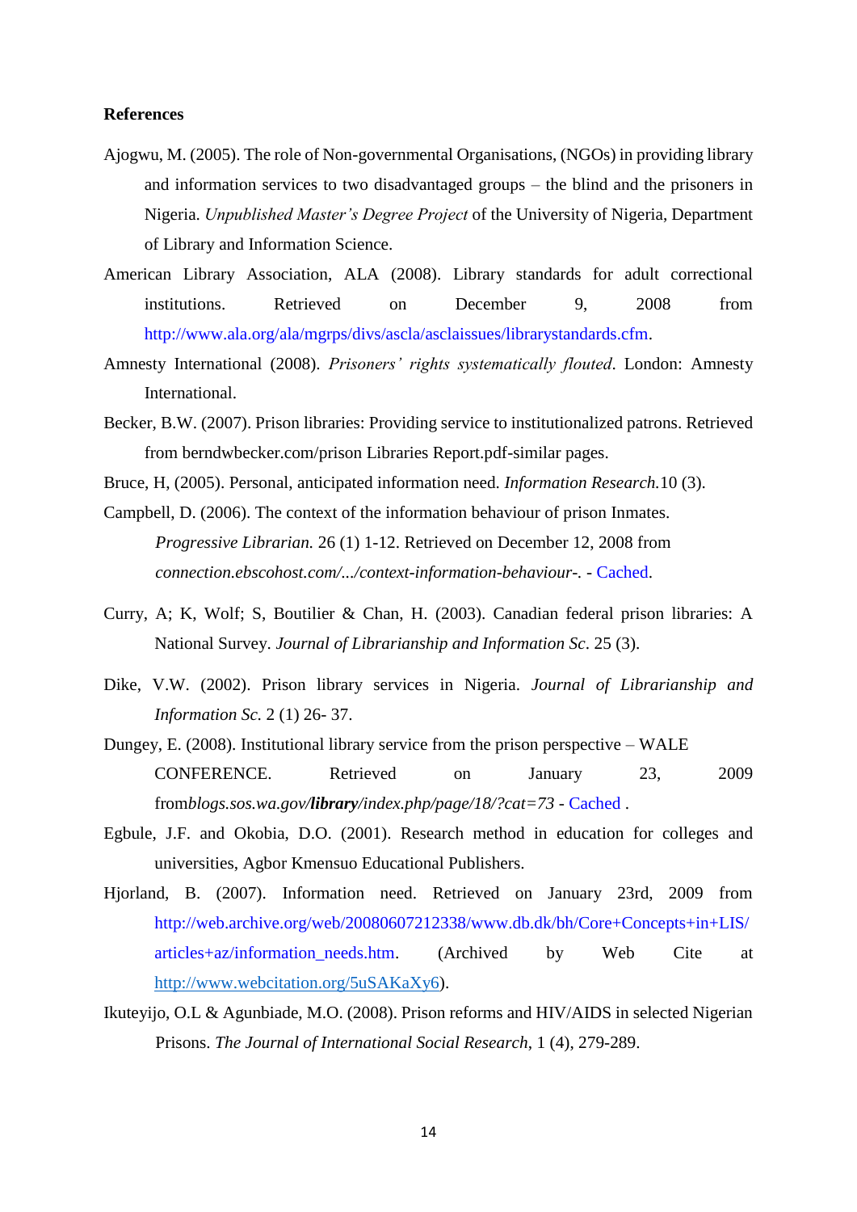**References**

Ajogwu, M. (2005). The role of Non-governmental Organisations, (NGOs) in providing library and information services to two disadvantaged groups – the blind and the prisoners in Nigeria. *Unpublished Master's Degree Project* of the University of Nigeria, Department of Library and Information Science.

American Library Association, ALA (2008). Library standards for adult correctional institutions. Retrieved on December 9, 2008 from http://www.ala.org/ala/mgrps/divs/ascla/asclaissues/librarystandards.cfm.

Amnesty International (2008). *Prisoners' rights systematically flouted*. London: Amnesty International.

Becker, B.W. (2007). Prison libraries: Providing service to institutionalized patrons. Retrieved from berndwbecker.com/prison Libraries Report.pdf-similar pages.

Bruce, H, (2005). Personal, anticipated information need. *Information Research.*10 (3).

Campbell, D. (2006). The context of the information behaviour of prison Inmates. *Progressive Librarian.* 26 (1) 1-12. Retrieved on December 12, 2008 from *connection.ebscohost.com/.../context-information-behaviour-*. - Cached.

Curry, A; K, Wolf; S, Boutilier & Chan, H. (2003). Canadian federal prison libraries: A National Survey. *Journal of Librarianship and Information Sc*. 25 (3).

Dike, V.W. (2002). Prison library services in Nigeria. *Journal of Librarianship and Information Sc.* 2 (1) 26- 37.

Dungey, E. (2008). Institutional library service from the prison perspective – WALE CONFERENCE. Retrieved on January 23, 2009 from*blogs.sos.wa.gov/**library**/index.php/page/18/?cat=73* - Cached .

Egbule, J.F. and Okobia, D.O. (2001). Research method in education for colleges and universities, Agbor Kmensuo Educational Publishers.

Hjorland, B. (2007). Information need. Retrieved on January 23rd, 2009 from http://web.archive.org/web/20080607212338/www.db.dk/bh/Core+Concepts+in+LIS/articles+az/information_needs.htm. (Archived by Web Cite at http://www.webcitation.org/5uSAKaXy6).

Ikuteyijo, O.L & Agunbiade, M.O. (2008). Prison reforms and HIV/AIDS in selected Nigerian Prisons. *The Journal of International Social Research*, 1 (4), 279-289.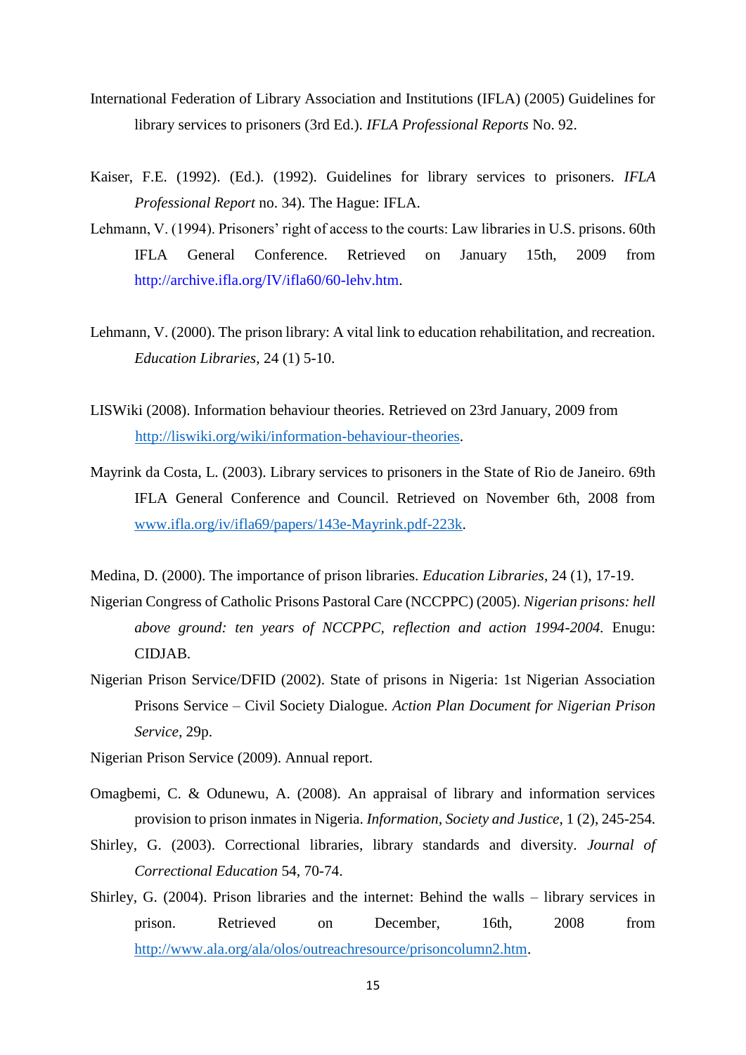International Federation of Library Association and Institutions (IFLA) (2005) Guidelines for library services to prisoners (3rd Ed.). *IFLA Professional Reports* No. 92.

Kaiser, F.E. (1992). (Ed.). (1992). Guidelines for library services to prisoners. *IFLA Professional Report* no. 34). The Hague: IFLA.

Lehmann, V. (1994). Prisoners' right of access to the courts: Law libraries in U.S. prisons. 60th IFLA General Conference. Retrieved on January 15th, 2009 from http://archive.ifla.org/IV/ifla60/60-lehv.htm.

Lehmann, V. (2000). The prison library: A vital link to education rehabilitation, and recreation. *Education Libraries*, 24 (1) 5-10.

LISWiki (2008). Information behaviour theories. Retrieved on 23rd January, 2009 from http://liswiki.org/wiki/information-behaviour-theories.

Mayrink da Costa, L. (2003). Library services to prisoners in the State of Rio de Janeiro. 69th IFLA General Conference and Council. Retrieved on November 6th, 2008 from www.ifla.org/iv/ifla69/papers/143e-Mayrink.pdf-223k.

Medina, D. (2000). The importance of prison libraries. *Education Libraries*, 24 (1), 17-19.

Nigerian Congress of Catholic Prisons Pastoral Care (NCCPPC) (2005). *Nigerian prisons: hell above ground: ten years of NCCPPC, reflection and action 1994-2004.* Enugu: CIDJAB.

Nigerian Prison Service/DFID (2002). State of prisons in Nigeria: 1st Nigerian Association Prisons Service – Civil Society Dialogue. *Action Plan Document for Nigerian Prison Service*, 29p.

Nigerian Prison Service (2009). Annual report.

Omagbemi, C. & Odunewu, A. (2008). An appraisal of library and information services provision to prison inmates in Nigeria. *Information, Society and Justice*, 1 (2), 245-254.

Shirley, G. (2003). Correctional libraries, library standards and diversity. *Journal of Correctional Education* 54, 70-74.

Shirley, G. (2004). Prison libraries and the internet: Behind the walls – library services in prison. Retrieved on December, 16th, 2008 from http://www.ala.org/ala/olos/outreachresource/prisoncolumn2.htm.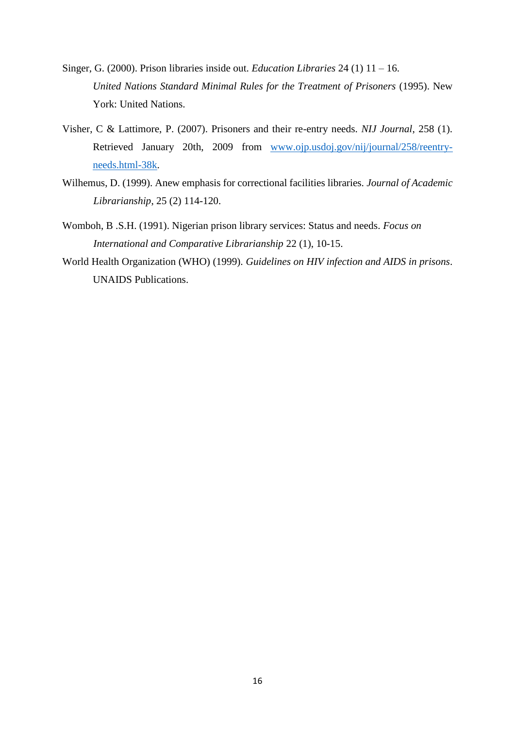Singer, G. (2000). Prison libraries inside out. *Education Libraries* 24 (1) 11 – 16.

*United Nations Standard Minimal Rules for the Treatment of Prisoners* (1995). New York: United Nations.

Visher, C & Lattimore, P. (2007). Prisoners and their re-entry needs. *NIJ Journal*, 258 (1). Retrieved January 20th, 2009 from [www.ojp.usdoj.gov/nij/journal/258/reentry-needs.html-38k](www.ojp.usdoj.gov/nij/journal/258/reentry-needs.html-38k).

Wilhemus, D. (1999). Anew emphasis for correctional facilities libraries. *Journal of Academic Librarianship*, 25 (2) 114-120.

Womboh, B .S.H. (1991). Nigerian prison library services: Status and needs. *Focus on International and Comparative Librarianship* 22 (1), 10-15.

World Health Organization (WHO) (1999). *Guidelines on HIV infection and AIDS in prisons*. UNAIDS Publications.